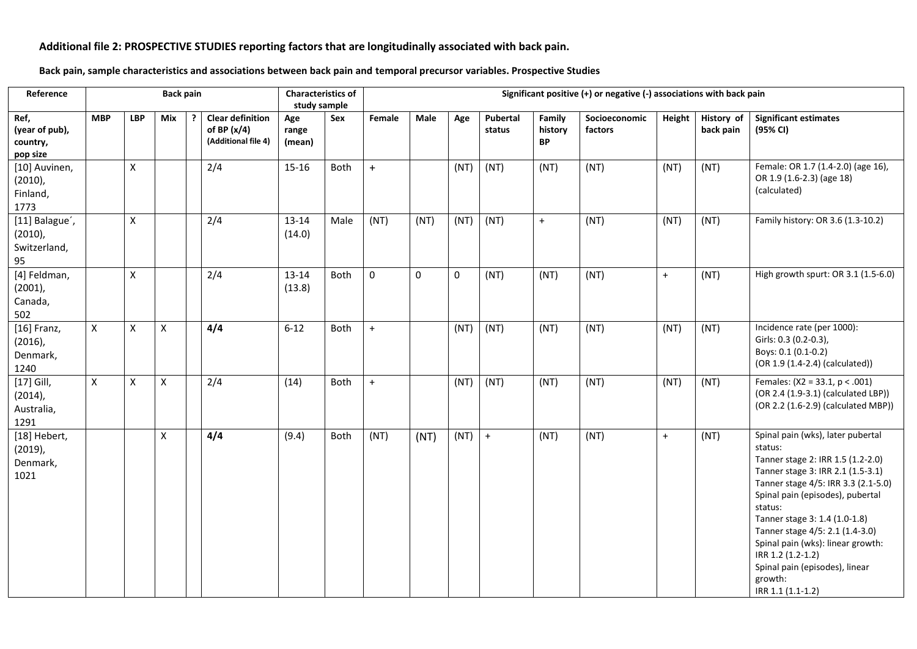**Additional file 2: PROSPECTIVE STUDIES reporting factors that are longitudinally associated with back pain.**

**Back pain, sample characteristics and associations between back pain and temporal precursor variables. Prospective Studies**

| Reference | Back pain | | | | | Characteristics of study sample | | Significant positive (+) or negative (-) associations with back pain | | | | | | | | | |
|---|---|---|---|---|---|---|---|---|---|---|---|---|---|---|---|---|
| Ref, (year of pub), country, pop size | MBP | LBP | Mix | ? | Clear definition of BP (x/4) (Additional file 4) | Age range (mean) | Sex | Female | Male | Age | Pubertal status | Family history BP | Socioeconomic factors | Height | History of back pain | Significant estimates (95% CI) |
| [10] Auvinen, (2010), Finland, 1773 | | X | | | 2/4 | 15-16 | Both | + | | (NT) | (NT) | (NT) | (NT) | (NT) | (NT) | Female: OR 1.7 (1.4-2.0) (age 16), OR 1.9 (1.6-2.3) (age 18) (calculated) |
| [11] Balagué, (2010), Switzerland, 95 | | X | | | 2/4 | 13-14 (14.0) | Male | (NT) | (NT) | (NT) | (NT) | + | (NT) | (NT) | (NT) | Family history: OR 3.6 (1.3-10.2) |
| [4] Feldman, (2001), Canada, 502 | | X | | | 2/4 | 13-14 (13.8) | Both | 0 | 0 | 0 | (NT) | (NT) | (NT) | + | (NT) | High growth spurt: OR 3.1 (1.5-6.0) |
| [16] Franz, (2016), Denmark, 1240 | X | X | X | | **4/4** | 6-12 | Both | + | | (NT) | (NT) | (NT) | (NT) | (NT) | (NT) | Incidence rate (per 1000): Girls: 0.3 (0.2-0.3), Boys: 0.1 (0.1-0.2) (OR 1.9 (1.4-2.4) (calculated)) |
| [17] Gill, (2014), Australia, 1291 | X | X | X | | 2/4 | (14) | Both | + | | (NT) | (NT) | (NT) | (NT) | (NT) | (NT) | Females: ($X2 = 33.1$, $p < .001$) (OR 2.4 (1.9-3.1) (calculated LBP)) (OR 2.2 (1.6-2.9) (calculated MBP)) |
| [18] Hebert, (2019), Denmark, 1021 | | | X | | **4/4** | (9.4) | Both | (NT) | (NT) | (NT) | + | (NT) | (NT) | + | (NT) | Spinal pain (wks), later pubertal status: Tanner stage 2: IRR 1.5 (1.2-2.0) Tanner stage 3: IRR 2.1 (1.5-3.1) Tanner stage 4/5: IRR 3.3 (2.1-5.0) Spinal pain (episodes), pubertal status: Tanner stage 3: 1.4 (1.0-1.8) Tanner stage 4/5: 2.1 (1.4-3.0) Spinal pain (wks): linear growth: IRR 1.2 (1.2-1.2) Spinal pain (episodes), linear growth: IRR 1.1 (1.1-1.2) |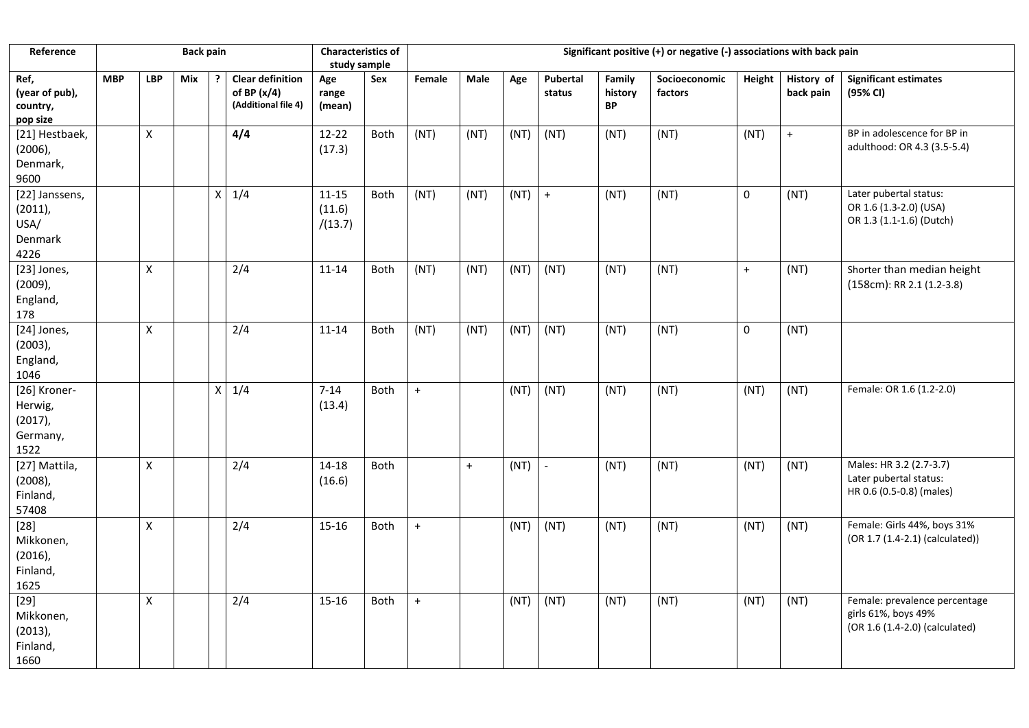| Reference | Back pain | | | | | Characteristics of study sample | | Significant positive (+) or negative (-) associations with back pain | | | | | | | | |
|---|---|---|---|---|---|---|---|---|---|---|---|---|---|---|---|---|
| Ref, (year of pub), country, pop size | MBP | LBP | Mix | ? | Clear definition of BP (x/4) (Additional file 4) | Age range (mean) | Sex | Female | Male | Age | Pubertal status | Family history BP | Socioeconomic factors | Height | History of back pain | Significant estimates (95% CI) |
| [21] Hestbaek, (2006), Denmark, 9600 | | X | | | **4/4** | 12-22 (17.3) | Both | (NT) | (NT) | (NT) | (NT) | (NT) | (NT) | (NT) | + | BP in adolescence for BP in adulthood: OR 4.3 (3.5-5.4) |
| [22] Janssens, (2011), USA/ Denmark 4226 | | | | X | 1/4 | 11-15 (11.6) /(13.7) | Both | (NT) | (NT) | (NT) | + | (NT) | (NT) | 0 | (NT) | Later pubertal status: OR 1.6 (1.3-2.0) (USA) OR 1.3 (1.1-1.6) (Dutch) |
| [23] Jones, (2009), England, 178 | | X | | | 2/4 | 11-14 | Both | (NT) | (NT) | (NT) | (NT) | (NT) | (NT) | + | (NT) | Shorter than median height (158cm): RR 2.1 (1.2-3.8) |
| [24] Jones, (2003), England, 1046 | | X | | | 2/4 | 11-14 | Both | (NT) | (NT) | (NT) | (NT) | (NT) | (NT) | 0 | (NT) | |
| [26] Kroner-Herwig, (2017), Germany, 1522 | | | | X | 1/4 | 7-14 (13.4) | Both | + | | (NT) | (NT) | (NT) | (NT) | (NT) | (NT) | Female: OR 1.6 (1.2-2.0) |
| [27] Mattila, (2008), Finland, 57408 | | X | | | 2/4 | 14-18 (16.6) | Both | | + | (NT) | - | (NT) | (NT) | (NT) | (NT) | Males: HR 3.2 (2.7-3.7) Later pubertal status: HR 0.6 (0.5-0.8) (males) |
| [28] Mikkonen, (2016), Finland, 1625 | | X | | | 2/4 | 15-16 | Both | + | | (NT) | (NT) | (NT) | (NT) | (NT) | (NT) | Female: Girls 44%, boys 31% (OR 1.7 (1.4-2.1) (calculated)) |
| [29] Mikkonen, (2013), Finland, 1660 | | X | | | 2/4 | 15-16 | Both | + | | (NT) | (NT) | (NT) | (NT) | (NT) | (NT) | Female: prevalence percentage girls 61%, boys 49% (OR 1.6 (1.4-2.0) (calculated) |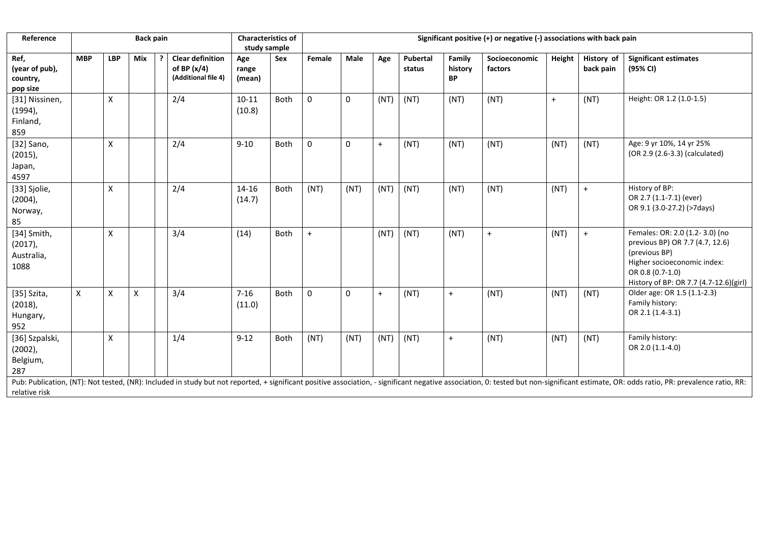| Reference | Back pain | | | | | Characteristics of study sample | | Significant positive (+) or negative (-) associations with back pain | | | | | | | | |
|---|---|---|---|---|---|---|---|---|---|---|---|---|---|---|---|---|
| Ref, (year of pub), country, pop size | MBP | LBP | Mix | ? | Clear definition of BP (x/4) (Additional file 4) | Age range (mean) | Sex | Female | Male | Age | Pubertal status | Family history BP | Socioeconomic factors | Height | History of back pain | Significant estimates (95% CI) |
| [31] Nissinen, (1994), Finland, 859 | | X | | | 2/4 | 10-11 (10.8) | Both | 0 | 0 | (NT) | (NT) | (NT) | (NT) | + | (NT) | Height: OR 1.2 (1.0-1.5) |
| [32] Sano, (2015), Japan, 4597 | | X | | | 2/4 | 9-10 | Both | 0 | 0 | + | (NT) | (NT) | (NT) | (NT) | (NT) | Age: 9 yr 10%, 14 yr 25% (OR 2.9 (2.6-3.3) (calculated) |
| [33] Sjolie, (2004), Norway, 85 | | X | | | 2/4 | 14-16 (14.7) | Both | (NT) | (NT) | (NT) | (NT) | (NT) | (NT) | (NT) | + | History of BP: OR 2.7 (1.1-7.1) (ever) OR 9.1 (3.0-27.2) (>7days) |
| [34] Smith, (2017), Australia, 1088 | | X | | | 3/4 | (14) | Both | + | | (NT) | (NT) | (NT) | + | (NT) | + | Females: OR: 2.0 (1.2- 3.0) (no previous BP) OR 7.7 (4.7, 12.6) (previous BP) Higher socioeconomic index: OR 0.8 (0.7-1.0) History of BP: OR 7.7 (4.7-12.6)(girl) |
| [35] Szita, (2018), Hungary, 952 | X | X | X | | 3/4 | 7-16 (11.0) | Both | 0 | 0 | + | (NT) | + | (NT) | (NT) | (NT) | Older age: OR 1.5 (1.1-2.3) Family history: OR 2.1 (1.4-3.1) |
| [36] Szpalski, (2002), Belgium, 287 | | X | | | 1/4 | 9-12 | Both | (NT) | (NT) | (NT) | (NT) | + | (NT) | (NT) | (NT) | Family history: OR 2.0 (1.1-4.0) |

Pub: Publication, (NT): Not tested, (NR): Included in study but not reported, + significant positive association, - significant negative association, 0: tested but non-significant estimate, OR: odds ratio, PR: prevalence ratio, RR: relative risk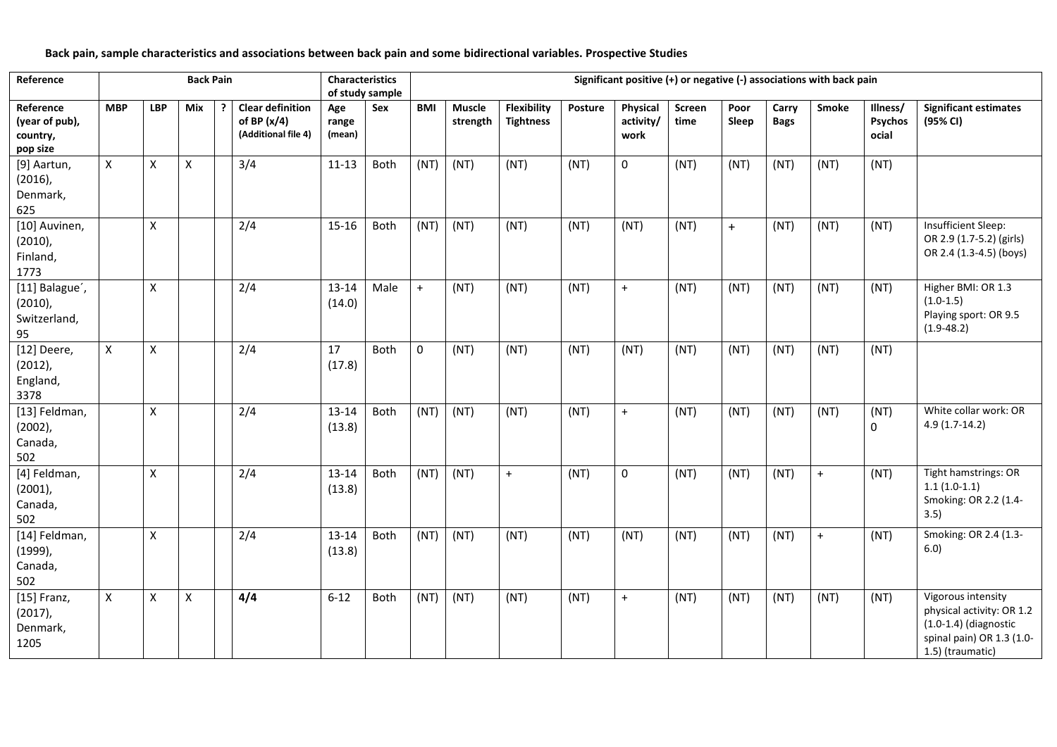**Back pain, sample characteristics and associations between back pain and some bidirectional variables. Prospective Studies**

| Reference | Back Pain | | | | | Characteristics of study sample | | Significant positive (+) or negative (-) associations with back pain | | | | | | | | | | | |
|---|---|---|---|---|---|---|---|---|---|---|---|---|---|---|---|---|---|---|
| Reference (year of pub), country, pop size | MBP | LBP | Mix | ? | Clear definition of BP (x/4) (Additional file 4) | Age range (mean) | Sex | BMI | Muscle strength | Flexibility Tightness | Posture | Physical activity/ work | Screen time | Poor Sleep | Carry Bags | Smoke | Illness/ Psychosocial | Significant estimates (95% CI) |
| [9] Aartun, (2016), Denmark, 625 | X | X | X | | 3/4 | 11-13 | Both | (NT) | (NT) | (NT) | (NT) | 0 | (NT) | (NT) | (NT) | (NT) | (NT) | |
| [10] Auvinen, (2010), Finland, 1773 | | X | | | 2/4 | 15-16 | Both | (NT) | (NT) | (NT) | (NT) | (NT) | (NT) | + | (NT) | (NT) | (NT) | Insufficient Sleep: OR 2.9 (1.7-5.2) (girls) OR 2.4 (1.3-4.5) (boys) |
| [11] Balague´, (2010), Switzerland, 95 | | X | | | 2/4 | 13-14 (14.0) | Male | + | (NT) | (NT) | (NT) | + | (NT) | (NT) | (NT) | (NT) | (NT) | Higher BMI: OR 1.3 (1.0-1.5) Playing sport: OR 9.5 (1.9-48.2) |
| [12] Deere, (2012), England, 3378 | X | X | | | 2/4 | 17 (17.8) | Both | 0 | (NT) | (NT) | (NT) | (NT) | (NT) | (NT) | (NT) | (NT) | (NT) | |
| [13] Feldman, (2002), Canada, 502 | | X | | | 2/4 | 13-14 (13.8) | Both | (NT) | (NT) | (NT) | (NT) | + | (NT) | (NT) | (NT) | (NT) | (NT) 0 | White collar work: OR 4.9 (1.7-14.2) |
| [4] Feldman, (2001), Canada, 502 | | X | | | 2/4 | 13-14 (13.8) | Both | (NT) | (NT) | + | (NT) | 0 | (NT) | (NT) | (NT) | + | (NT) | Tight hamstrings: OR 1.1 (1.0-1.1) Smoking: OR 2.2 (1.4-3.5) |
| [14] Feldman, (1999), Canada, 502 | | X | | | 2/4 | 13-14 (13.8) | Both | (NT) | (NT) | (NT) | (NT) | (NT) | (NT) | (NT) | (NT) | + | (NT) | Smoking: OR 2.4 (1.3-6.0) |
| [15] Franz, (2017), Denmark, 1205 | X | X | X | | **4/4** | 6-12 | Both | (NT) | (NT) | (NT) | (NT) | + | (NT) | (NT) | (NT) | (NT) | (NT) | Vigorous intensity physical activity: OR 1.2 (1.0-1.4) (diagnostic spinal pain) OR 1.3 (1.0-1.5) (traumatic) |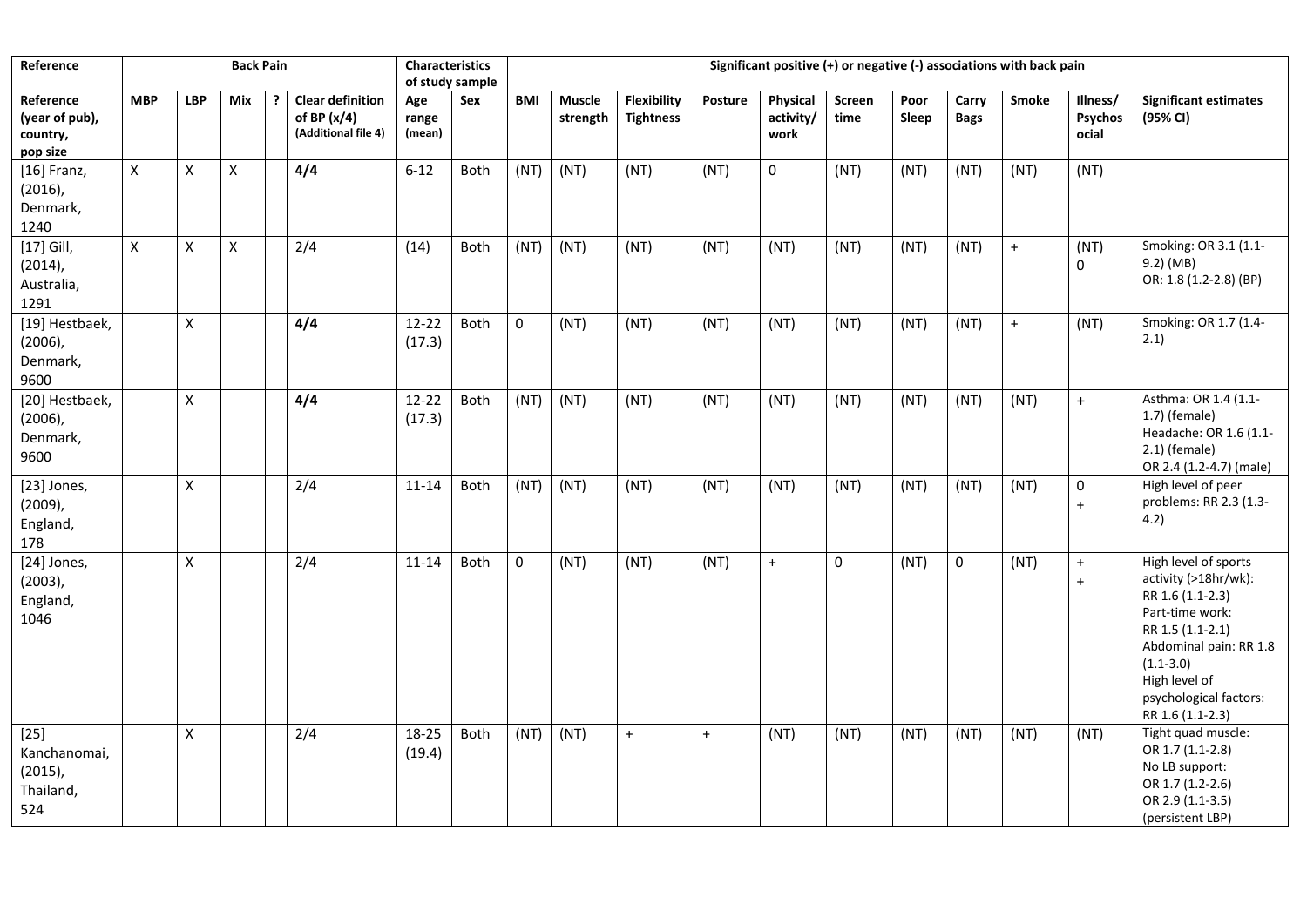| Reference | Back Pain | | | | | Characteristics of study sample | | Significant positive (+) or negative (-) associations with back pain | | | | | | | | | | |
|---|---|---|---|---|---|---|---|---|---|---|---|---|---|---|---|---|---|---|
| Reference (year of pub), country, pop size | MBP | LBP | Mix | ? | Clear definition of BP (x/4) (Additional file 4) | Age range (mean) | Sex | BMI | Muscle strength | Flexibility Tightness | Posture | Physical activity/ work | Screen time | Poor Sleep | Carry Bags | Smoke | Illness/ Psychosocial | Significant estimates (95% CI) |
| [16] Franz, (2016), Denmark, 1240 | X | X | X | | **4/4** | 6-12 | Both | (NT) | (NT) | (NT) | (NT) | 0 | (NT) | (NT) | (NT) | (NT) | (NT) | |
| [17] Gill, (2014), Australia, 1291 | X | X | X | | 2/4 | (14) | Both | (NT) | (NT) | (NT) | (NT) | (NT) | (NT) | (NT) | (NT) | + | (NT) 0 | Smoking: OR 3.1 (1.1-9.2) (MB) OR: 1.8 (1.2-2.8) (BP) |
| [19] Hestbaek, (2006), Denmark, 9600 | | X | | | **4/4** | 12-22 (17.3) | Both | 0 | (NT) | (NT) | (NT) | (NT) | (NT) | (NT) | (NT) | + | (NT) | Smoking: OR 1.7 (1.4-2.1) |
| [20] Hestbaek, (2006), Denmark, 9600 | | X | | | **4/4** | 12-22 (17.3) | Both | (NT) | (NT) | (NT) | (NT) | (NT) | (NT) | (NT) | (NT) | (NT) | + | Asthma: OR 1.4 (1.1-1.7) (female) Headache: OR 1.6 (1.1-2.1) (female) OR 2.4 (1.2-4.7) (male) |
| [23] Jones, (2009), England, 178 | | X | | | 2/4 | 11-14 | Both | (NT) | (NT) | (NT) | (NT) | (NT) | (NT) | (NT) | (NT) | (NT) | 0 + | High level of peer problems: RR 2.3 (1.3-4.2) |
| [24] Jones, (2003), England, 1046 | | X | | | 2/4 | 11-14 | Both | 0 | (NT) | (NT) | (NT) | + | 0 | (NT) | 0 | (NT) | + + | High level of sports activity (>18hr/wk): RR 1.6 (1.1-2.3) Part-time work: RR 1.5 (1.1-2.1) Abdominal pain: RR 1.8 (1.1-3.0) High level of psychological factors: RR 1.6 (1.1-2.3) |
| [25] Kanchanomai, (2015), Thailand, 524 | | X | | | 2/4 | 18-25 (19.4) | Both | (NT) | (NT) | + | + | (NT) | (NT) | (NT) | (NT) | (NT) | (NT) | Tight quad muscle: OR 1.7 (1.1-2.8) No LB support: OR 1.7 (1.2-2.6) OR 2.9 (1.1-3.5) (persistent LBP) |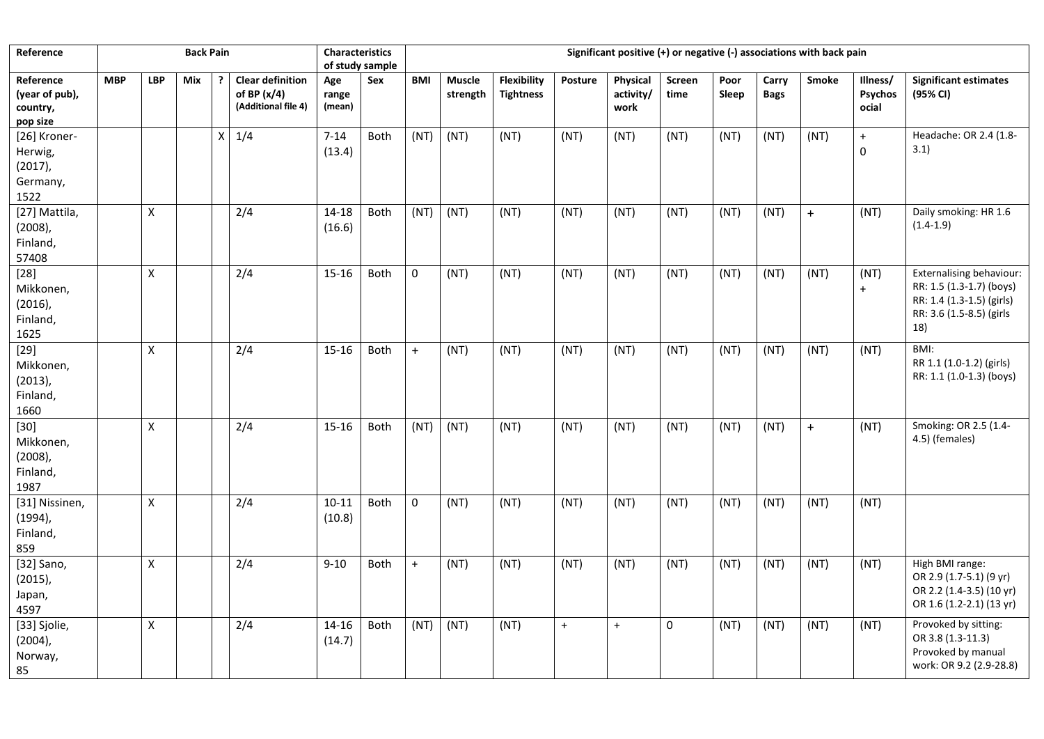| Reference | Back Pain | | | | | Characteristics of study sample | | Significant positive (+) or negative (-) associations with back pain | | | | | | | | | | |
|---|---|---|---|---|---|---|---|---|---|---|---|---|---|---|---|---|---|---|
| Reference (year of pub), country, pop size | MBP | LBP | Mix | ? | Clear definition of BP (x/4) (Additional file 4) | Age range (mean) | Sex | BMI | Muscle strength | Flexibility Tightness | Posture | Physical activity/ work | Screen time | Poor Sleep | Carry Bags | Smoke | Illness/ Psychosocial | Significant estimates (95% CI) |
| [26] Kroner-Herwig, (2017), Germany, 1522 | | | | X | 1/4 | 7-14 (13.4) | Both | (NT) | (NT) | (NT) | (NT) | (NT) | (NT) | (NT) | (NT) | (NT) | + 0 | Headache: OR 2.4 (1.8-3.1) |
| [27] Mattila, (2008), Finland, 57408 | | X | | | 2/4 | 14-18 (16.6) | Both | (NT) | (NT) | (NT) | (NT) | (NT) | (NT) | (NT) | (NT) | + | (NT) | Daily smoking: HR 1.6 (1.4-1.9) |
| [28] Mikkonen, (2016), Finland, 1625 | | X | | | 2/4 | 15-16 | Both | 0 | (NT) | (NT) | (NT) | (NT) | (NT) | (NT) | (NT) | (NT) | (NT) + | Externalising behaviour: RR: 1.5 (1.3-1.7) (boys) RR: 1.4 (1.3-1.5) (girls) RR: 3.6 (1.5-8.5) (girls 18) |
| [29] Mikkonen, (2013), Finland, 1660 | | X | | | 2/4 | 15-16 | Both | + | (NT) | (NT) | (NT) | (NT) | (NT) | (NT) | (NT) | (NT) | (NT) | BMI: RR 1.1 (1.0-1.2) (girls) RR: 1.1 (1.0-1.3) (boys) |
| [30] Mikkonen, (2008), Finland, 1987 | | X | | | 2/4 | 15-16 | Both | (NT) | (NT) | (NT) | (NT) | (NT) | (NT) | (NT) | (NT) | + | (NT) | Smoking: OR 2.5 (1.4-4.5) (females) |
| [31] Nissinen, (1994), Finland, 859 | | X | | | 2/4 | 10-11 (10.8) | Both | 0 | (NT) | (NT) | (NT) | (NT) | (NT) | (NT) | (NT) | (NT) | (NT) | |
| [32] Sano, (2015), Japan, 4597 | | X | | | 2/4 | 9-10 | Both | + | (NT) | (NT) | (NT) | (NT) | (NT) | (NT) | (NT) | (NT) | (NT) | High BMI range: OR 2.9 (1.7-5.1) (9 yr) OR 2.2 (1.4-3.5) (10 yr) OR 1.6 (1.2-2.1) (13 yr) |
| [33] Sjolie, (2004), Norway, 85 | | X | | | 2/4 | 14-16 (14.7) | Both | (NT) | (NT) | (NT) | + | + | 0 | (NT) | (NT) | (NT) | (NT) | Provoked by sitting: OR 3.8 (1.3-11.3) Provoked by manual work: OR 9.2 (2.9-28.8) |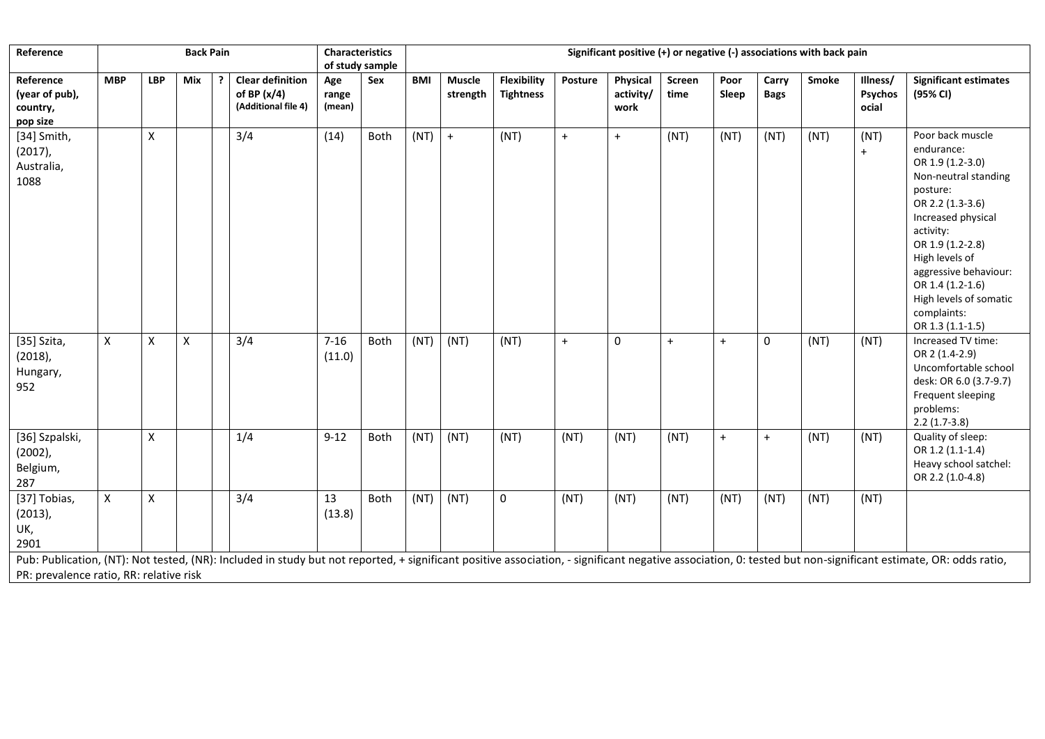| Reference | Back Pain | | | | | Characteristics of study sample | | Significant positive (+) or negative (-) associations with back pain | | | | | | | | | | |
|---|---|---|---|---|---|---|---|---|---|---|---|---|---|---|---|---|---|---|
| Reference (year of pub), country, pop size | MBP | LBP | Mix | ? | Clear definition of BP (x/4) (Additional file 4) | Age range (mean) | Sex | BMI | Muscle strength | Flexibility Tightness | Posture | Physical activity/ work | Screen time | Poor Sleep | Carry Bags | Smoke | Illness/ Psychos ocial | Significant estimates (95% CI) |
| [34] Smith, (2017), Australia, 1088 | | X | | | 3/4 | (14) | Both | (NT) | + | (NT) | + | + | (NT) | (NT) | (NT) | (NT) | (NT) + | Poor back muscle endurance: OR 1.9 (1.2-3.0) Non-neutral standing posture: OR 2.2 (1.3-3.6) Increased physical activity: OR 1.9 (1.2-2.8) High levels of aggressive behaviour: OR 1.4 (1.2-1.6) High levels of somatic complaints: OR 1.3 (1.1-1.5) |
| [35] Szita, (2018), Hungary, 952 | X | X | X | | 3/4 | 7-16 (11.0) | Both | (NT) | (NT) | (NT) | + | 0 | + | + | 0 | (NT) | (NT) | Increased TV time: OR 2 (1.4-2.9) Uncomfortable school desk: OR 6.0 (3.7-9.7) Frequent sleeping problems: 2.2 (1.7-3.8) |
| [36] Szpalski, (2002), Belgium, 287 | | X | | | 1/4 | 9-12 | Both | (NT) | (NT) | (NT) | (NT) | (NT) | (NT) | + | + | (NT) | (NT) | Quality of sleep: OR 1.2 (1.1-1.4) Heavy school satchel: OR 2.2 (1.0-4.8) |
| [37] Tobias, (2013), UK, 2901 | X | X | | | 3/4 | 13 (13.8) | Both | (NT) | (NT) | 0 | (NT) | (NT) | (NT) | (NT) | (NT) | (NT) | (NT) | |

Pub: Publication, (NT): Not tested, (NR): Included in study but not reported, + significant positive association, - significant negative association, 0: tested but non-significant estimate, OR: odds ratio, PR: prevalence ratio, RR: relative risk